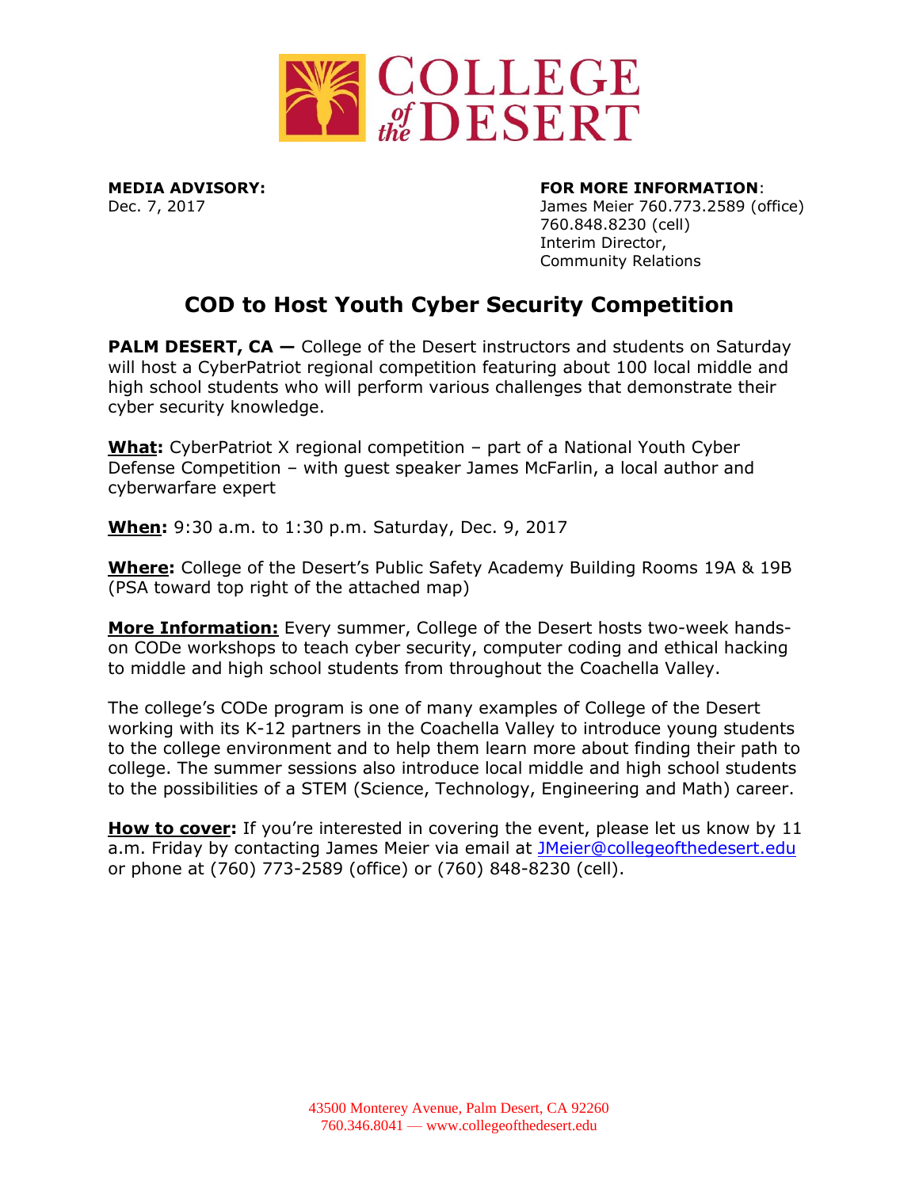**MEDIA ADVISORY:**
Dec. 7, 2017

**FOR MORE INFORMATION**:
James Meier 760.773.2589 (office)
760.848.8230 (cell)
Interim Director,
Community Relations

# COD to Host Youth Cyber Security Competition

**PALM DESERT, CA —** College of the Desert instructors and students on Saturday will host a CyberPatriot regional competition featuring about 100 local middle and high school students who will perform various challenges that demonstrate their cyber security knowledge.

**What:** CyberPatriot X regional competition – part of a National Youth Cyber Defense Competition – with guest speaker James McFarlin, a local author and cyberwarfare expert

**When:** 9:30 a.m. to 1:30 p.m. Saturday, Dec. 9, 2017

**Where:** College of the Desert's Public Safety Academy Building Rooms 19A & 19B (PSA toward top right of the attached map)

**More Information:** Every summer, College of the Desert hosts two-week hands-on CODe workshops to teach cyber security, computer coding and ethical hacking to middle and high school students from throughout the Coachella Valley.

The college's CODe program is one of many examples of College of the Desert working with its K-12 partners in the Coachella Valley to introduce young students to the college environment and to help them learn more about finding their path to college. The summer sessions also introduce local middle and high school students to the possibilities of a STEM (Science, Technology, Engineering and Math) career.

**How to cover:** If you're interested in covering the event, please let us know by 11 a.m. Friday by contacting James Meier via email at JMeier@collegeofthedesert.edu or phone at (760) 773-2589 (office) or (760) 848-8230 (cell).

43500 Monterey Avenue, Palm Desert, CA 92260
760.346.8041 — www.collegeofthedesert.edu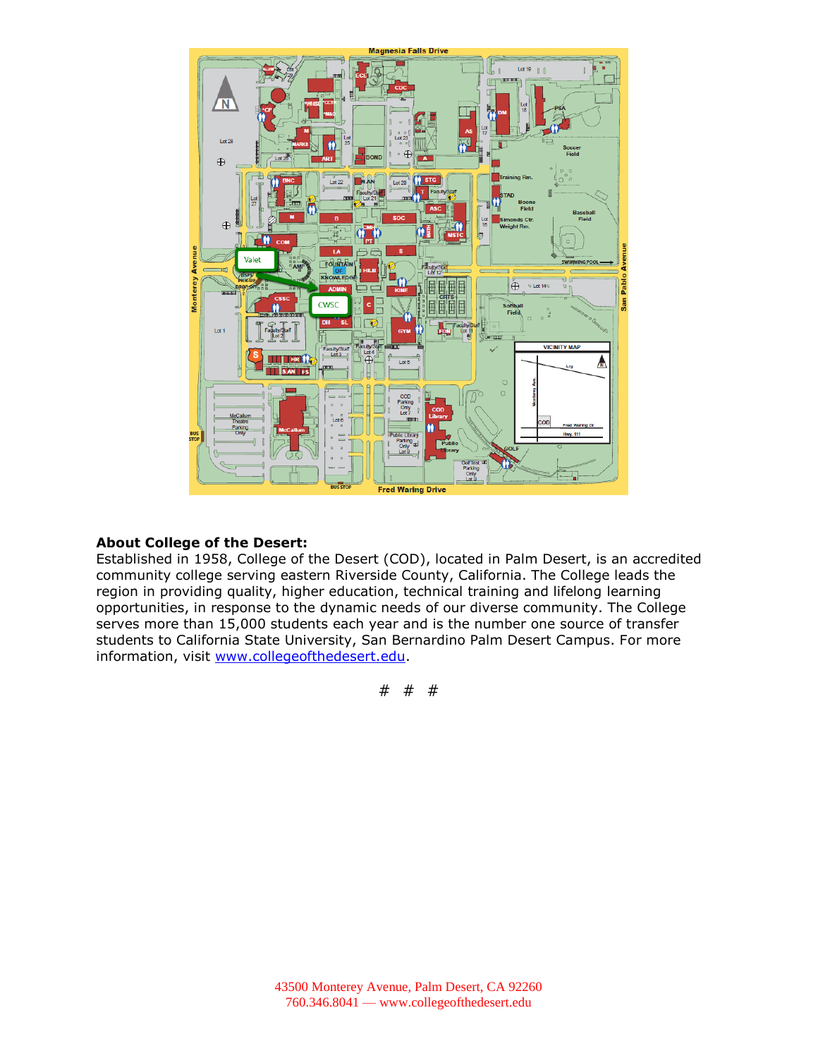**About College of the Desert:**
Established in 1958, College of the Desert (COD), located in Palm Desert, is an accredited community college serving eastern Riverside County, California. The College leads the region in providing quality, higher education, technical training and lifelong learning opportunities, in response to the dynamic needs of our diverse community. The College serves more than 15,000 students each year and is the number one source of transfer students to California State University, San Bernardino Palm Desert Campus. For more information, visit www.collegeofthedesert.edu.

# # #

43500 Monterey Avenue, Palm Desert, CA 92260
760.346.8041 — www.collegeofthedesert.edu